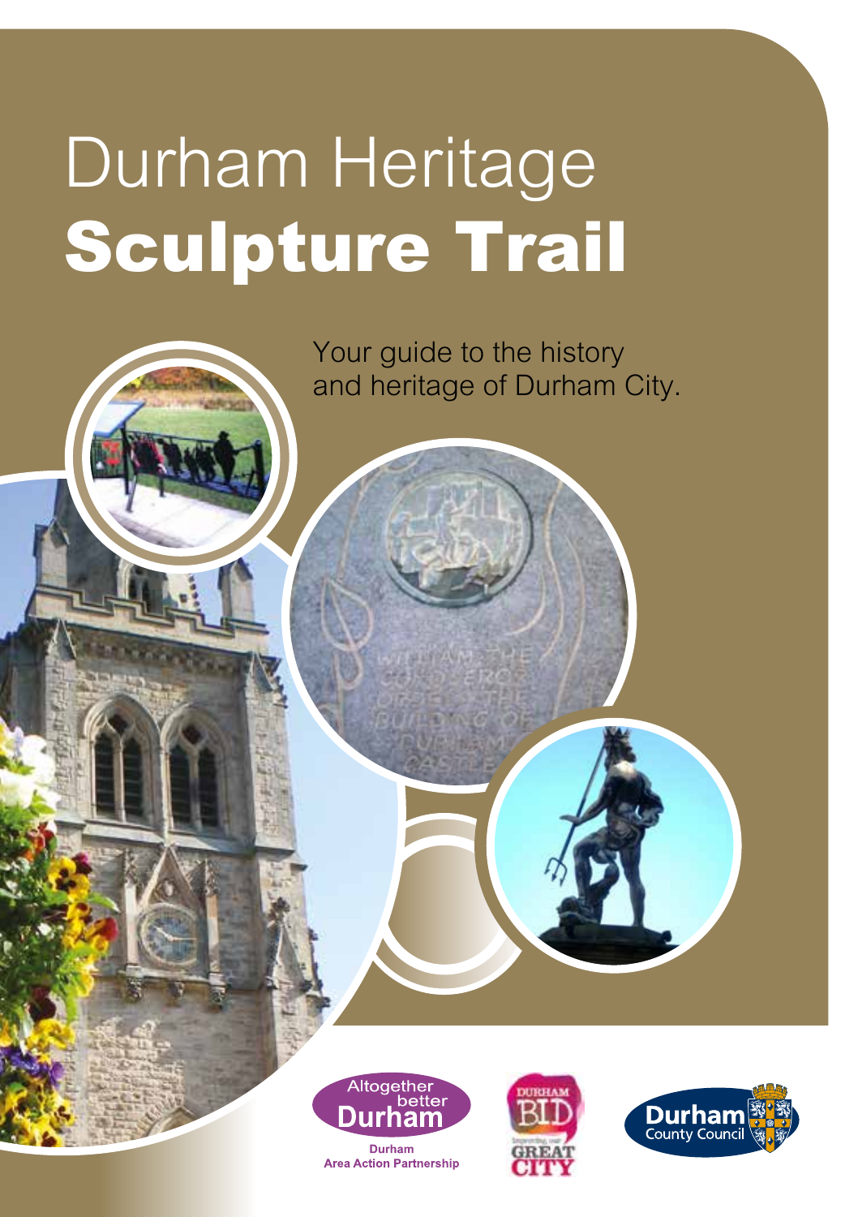# Durham Heritage
# **Sculpture Trail**

Your guide to the history and heritage of Durham City.

Altogether better Durham

**Durham Area Action Partnership**

DURHAM BID Improving our GREAT CITY

Durham County Council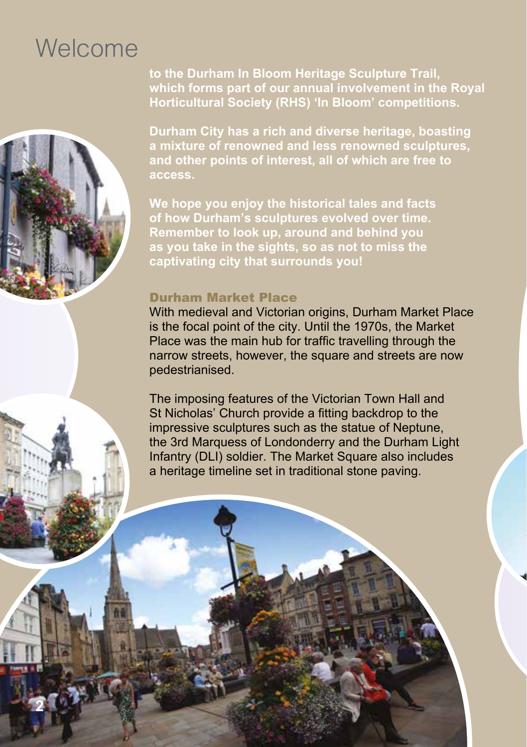# Welcome

**to the Durham In Bloom Heritage Sculpture Trail, which forms part of our annual involvement in the Royal Horticultural Society (RHS) 'In Bloom' competitions.**

**Durham City has a rich and diverse heritage, boasting a mixture of renowned and less renowned sculptures, and other points of interest, all of which are free to access.**

**We hope you enjoy the historical tales and facts of how Durham's sculptures evolved over time. Remember to look up, around and behind you as you take in the sights, so as not to miss the captivating city that surrounds you!**

## Durham Market Place

With medieval and Victorian origins, Durham Market Place is the focal point of the city. Until the 1970s, the Market Place was the main hub for traffic travelling through the narrow streets, however, the square and streets are now pedestrianised.

The imposing features of the Victorian Town Hall and St Nicholas' Church provide a fitting backdrop to the impressive sculptures such as the statue of Neptune, the 3rd Marquess of Londonderry and the Durham Light Infantry (DLI) soldier. The Market Square also includes a heritage timeline set in traditional stone paving.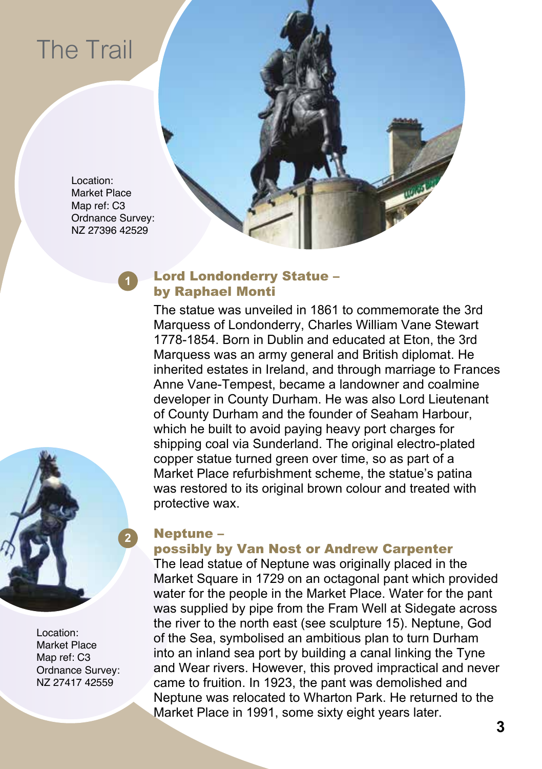# The Trail

Location:
Market Place
Map ref: C3
Ordnance Survey:
NZ 27396 42529

## 1 Lord Londonderry Statue – by Raphael Monti

The statue was unveiled in 1861 to commemorate the 3rd Marquess of Londonderry, Charles William Vane Stewart 1778-1854. Born in Dublin and educated at Eton, the 3rd Marquess was an army general and British diplomat. He inherited estates in Ireland, and through marriage to Frances Anne Vane-Tempest, became a landowner and coalmine developer in County Durham. He was also Lord Lieutenant of County Durham and the founder of Seaham Harbour, which he built to avoid paying heavy port charges for shipping coal via Sunderland. The original electro-plated copper statue turned green over time, so as part of a Market Place refurbishment scheme, the statue's patina was restored to its original brown colour and treated with protective wax.

Location:
Market Place
Map ref: C3
Ordnance Survey:
NZ 27417 42559

## 2 Neptune – possibly by Van Nost or Andrew Carpenter

The lead statue of Neptune was originally placed in the Market Square in 1729 on an octagonal pant which provided water for the people in the Market Place. Water for the pant was supplied by pipe from the Fram Well at Sidegate across the river to the north east (see sculpture 15). Neptune, God of the Sea, symbolised an ambitious plan to turn Durham into an inland sea port by building a canal linking the Tyne and Wear rivers. However, this proved impractical and never came to fruition. In 1923, the pant was demolished and Neptune was relocated to Wharton Park. He returned to the Market Place in 1991, some sixty eight years later.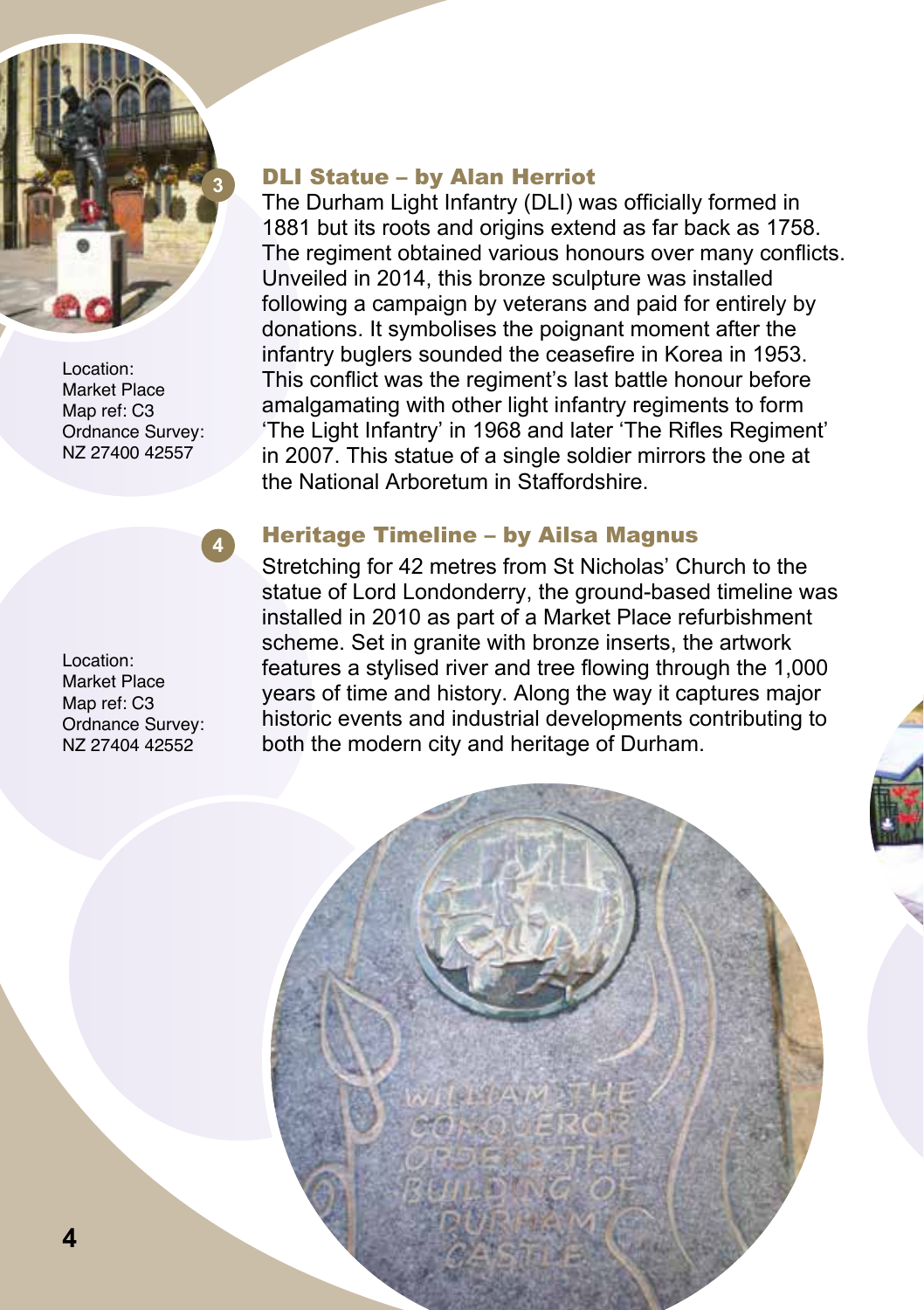## 3 DLI Statue – by Alan Herriot

Location:
Market Place
Map ref: C3
Ordnance Survey:
NZ 27400 42557

The Durham Light Infantry (DLI) was officially formed in 1881 but its roots and origins extend as far back as 1758. The regiment obtained various honours over many conflicts. Unveiled in 2014, this bronze sculpture was installed following a campaign by veterans and paid for entirely by donations. It symbolises the poignant moment after the infantry buglers sounded the ceasefire in Korea in 1953. This conflict was the regiment's last battle honour before amalgamating with other light infantry regiments to form 'The Light Infantry' in 1968 and later 'The Rifles Regiment' in 2007. This statue of a single soldier mirrors the one at the National Arboretum in Staffordshire.

## 4 Heritage Timeline – by Ailsa Magnus

Location:
Market Place
Map ref: C3
Ordnance Survey:
NZ 27404 42552

Stretching for 42 metres from St Nicholas' Church to the statue of Lord Londonderry, the ground-based timeline was installed in 2010 as part of a Market Place refurbishment scheme. Set in granite with bronze inserts, the artwork features a stylised river and tree flowing through the 1,000 years of time and history. Along the way it captures major historic events and industrial developments contributing to both the modern city and heritage of Durham.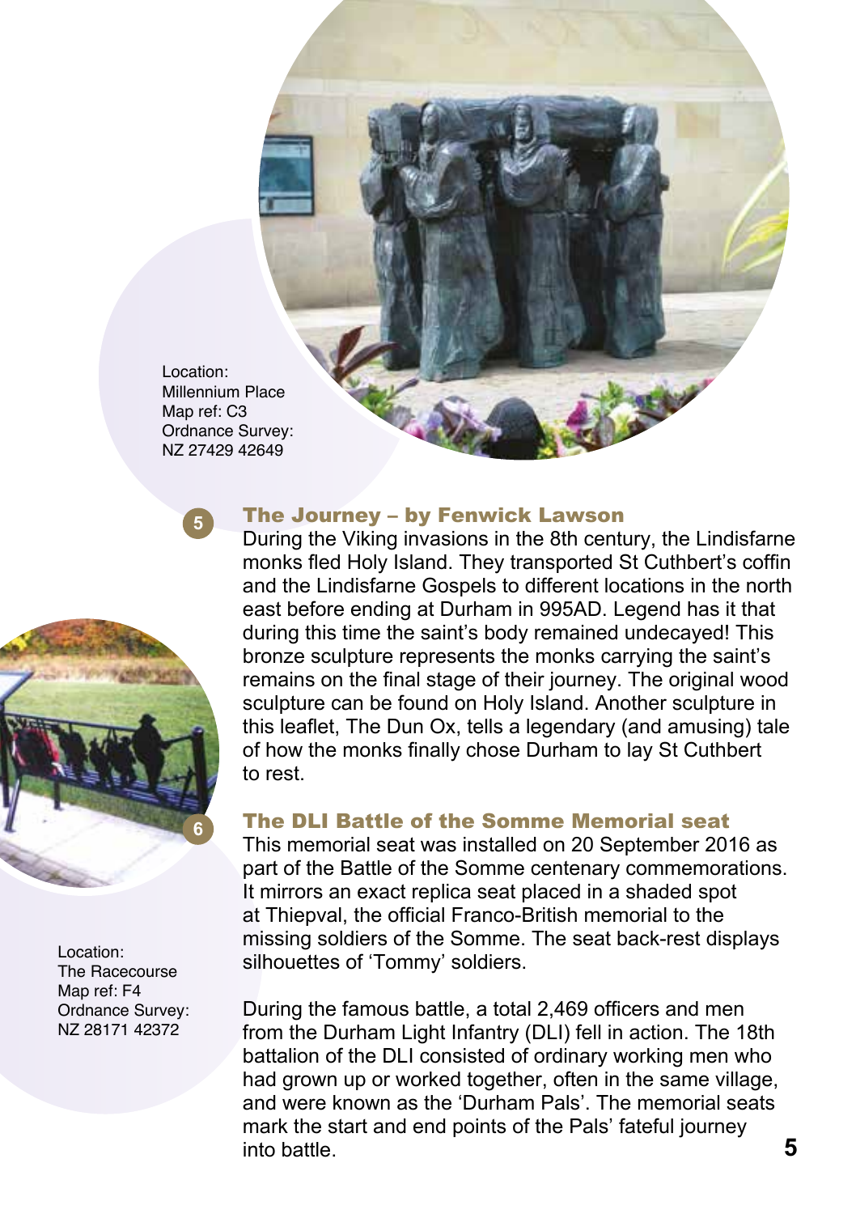Location:
Millennium Place
Map ref: C3
Ordnance Survey:
NZ 27429 42649

5

## The Journey – by Fenwick Lawson

During the Viking invasions in the 8th century, the Lindisfarne monks fled Holy Island. They transported St Cuthbert's coffin and the Lindisfarne Gospels to different locations in the north east before ending at Durham in 995AD. Legend has it that during this time the saint's body remained undecayed! This bronze sculpture represents the monks carrying the saint's remains on the final stage of their journey. The original wood sculpture can be found on Holy Island. Another sculpture in this leaflet, The Dun Ox, tells a legendary (and amusing) tale of how the monks finally chose Durham to lay St Cuthbert to rest.

6

## The DLI Battle of the Somme Memorial seat

Location:
The Racecourse
Map ref: F4
Ordnance Survey:
NZ 28171 42372

This memorial seat was installed on 20 September 2016 as part of the Battle of the Somme centenary commemorations. It mirrors an exact replica seat placed in a shaded spot at Thiepval, the official Franco-British memorial to the missing soldiers of the Somme. The seat back-rest displays silhouettes of 'Tommy' soldiers.

During the famous battle, a total 2,469 officers and men from the Durham Light Infantry (DLI) fell in action. The 18th battalion of the DLI consisted of ordinary working men who had grown up or worked together, often in the same village, and were known as the 'Durham Pals'. The memorial seats mark the start and end points of the Pals' fateful journey into battle.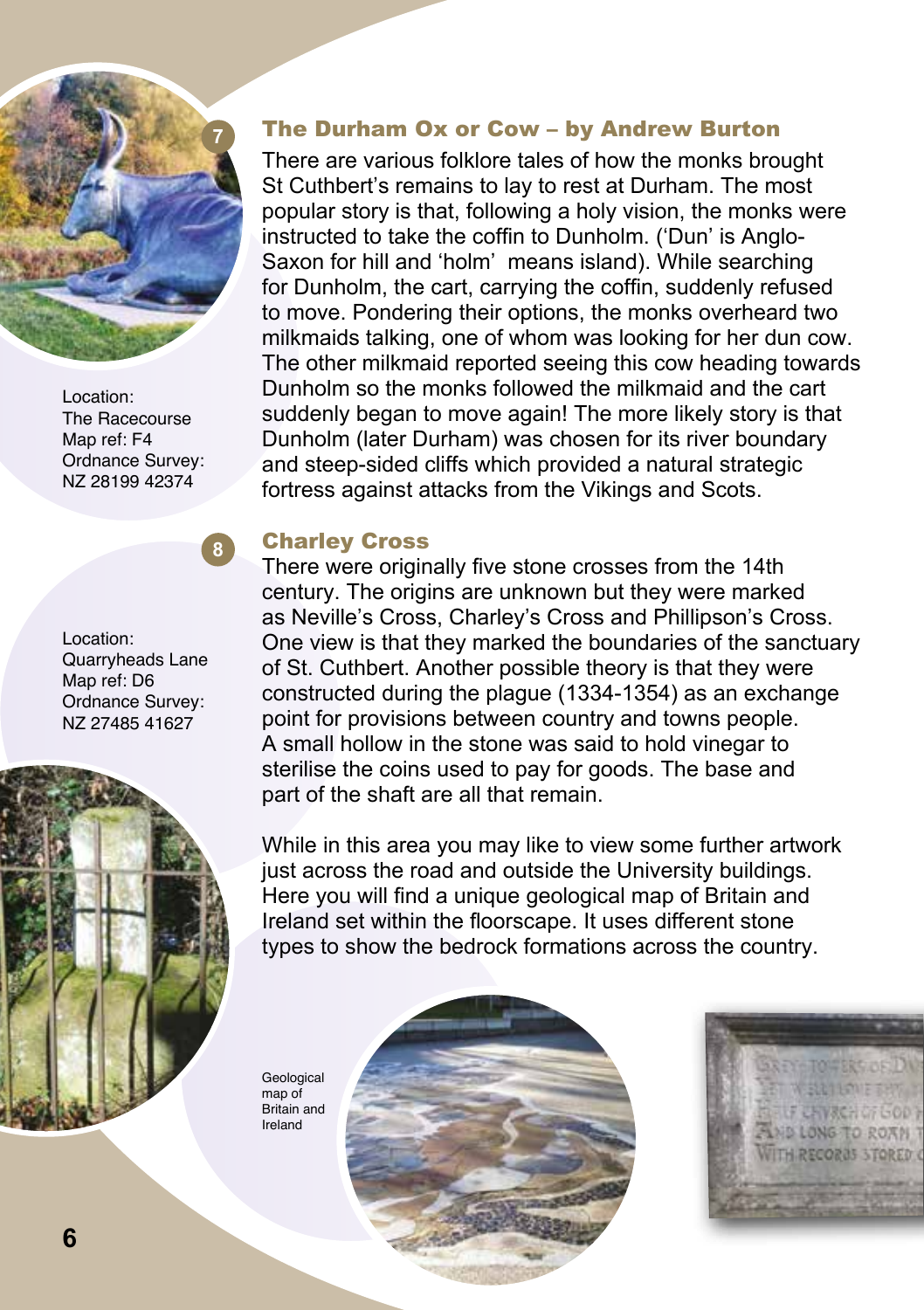## The Durham Ox or Cow – by Andrew Burton

Location:
The Racecourse
Map ref: F4
Ordnance Survey:
NZ 28199 42374

There are various folklore tales of how the monks brought St Cuthbert's remains to lay to rest at Durham. The most popular story is that, following a holy vision, the monks were instructed to take the coffin to Dunholm. ('Dun' is Anglo-Saxon for hill and 'holm' means island). While searching for Dunholm, the cart, carrying the coffin, suddenly refused to move. Pondering their options, the monks overheard two milkmaids talking, one of whom was looking for her dun cow. The other milkmaid reported seeing this cow heading towards Dunholm so the monks followed the milkmaid and the cart suddenly began to move again! The more likely story is that Dunholm (later Durham) was chosen for its river boundary and steep-sided cliffs which provided a natural strategic fortress against attacks from the Vikings and Scots.

## Charley Cross

Location:
Quarryheads Lane
Map ref: D6
Ordnance Survey:
NZ 27485 41627

There were originally five stone crosses from the 14th century. The origins are unknown but they were marked as Neville's Cross, Charley's Cross and Phillipson's Cross. One view is that they marked the boundaries of the sanctuary of St. Cuthbert. Another possible theory is that they were constructed during the plague (1334-1354) as an exchange point for provisions between country and towns people. A small hollow in the stone was said to hold vinegar to sterilise the coins used to pay for goods. The base and part of the shaft are all that remain.

While in this area you may like to view some further artwork just across the road and outside the University buildings. Here you will find a unique geological map of Britain and Ireland set within the floorscape. It uses different stone types to show the bedrock formations across the country.

Geological map of Britain and Ireland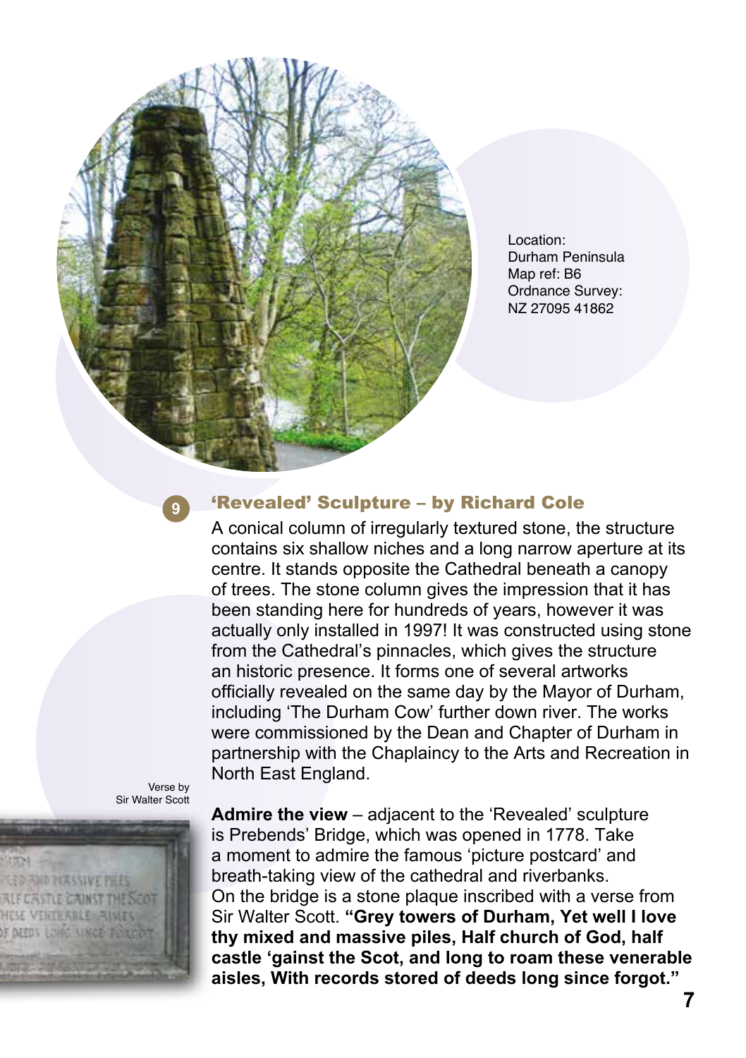Location:
Durham Peninsula
Map ref: B6
Ordnance Survey:
NZ 27095 41862

## 9 'Revealed' Sculpture – by Richard Cole

A conical column of irregularly textured stone, the structure contains six shallow niches and a long narrow aperture at its centre. It stands opposite the Cathedral beneath a canopy of trees. The stone column gives the impression that it has been standing here for hundreds of years, however it was actually only installed in 1997! It was constructed using stone from the Cathedral's pinnacles, which gives the structure an historic presence. It forms one of several artworks officially revealed on the same day by the Mayor of Durham, including 'The Durham Cow' further down river. The works were commissioned by the Dean and Chapter of Durham in partnership with the Chaplaincy to the Arts and Recreation in North East England.

Verse by
Sir Walter Scott

**Admire the view** – adjacent to the 'Revealed' sculpture is Prebends' Bridge, which was opened in 1778. Take a moment to admire the famous 'picture postcard' and breath-taking view of the cathedral and riverbanks. On the bridge is a stone plaque inscribed with a verse from Sir Walter Scott. **"Grey towers of Durham, Yet well I love thy mixed and massive piles, Half church of God, half castle 'gainst the Scot, and long to roam these venerable aisles, With records stored of deeds long since forgot."**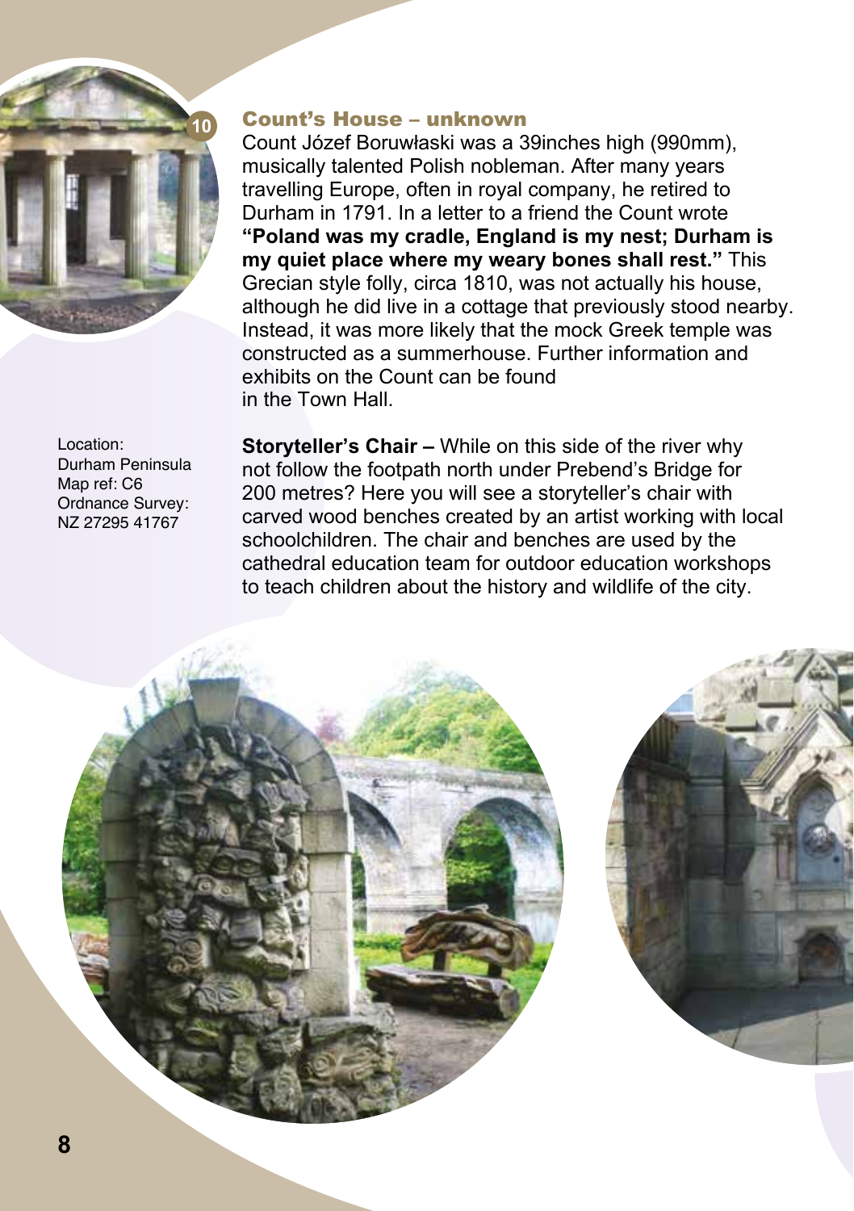## 10 Count's House – unknown

Count Józef Boruwłaski was a 39inches high (990mm), musically talented Polish nobleman. After many years travelling Europe, often in royal company, he retired to Durham in 1791. In a letter to a friend the Count wrote **"Poland was my cradle, England is my nest; Durham is my quiet place where my weary bones shall rest."** This Grecian style folly, circa 1810, was not actually his house, although he did live in a cottage that previously stood nearby. Instead, it was more likely that the mock Greek temple was constructed as a summerhouse. Further information and exhibits on the Count can be found in the Town Hall.

Location:
Durham Peninsula
Map ref: C6
Ordnance Survey:
NZ 27295 41767

**Storyteller's Chair –** While on this side of the river why not follow the footpath north under Prebend's Bridge for 200 metres? Here you will see a storyteller's chair with carved wood benches created by an artist working with local schoolchildren. The chair and benches are used by the cathedral education team for outdoor education workshops to teach children about the history and wildlife of the city.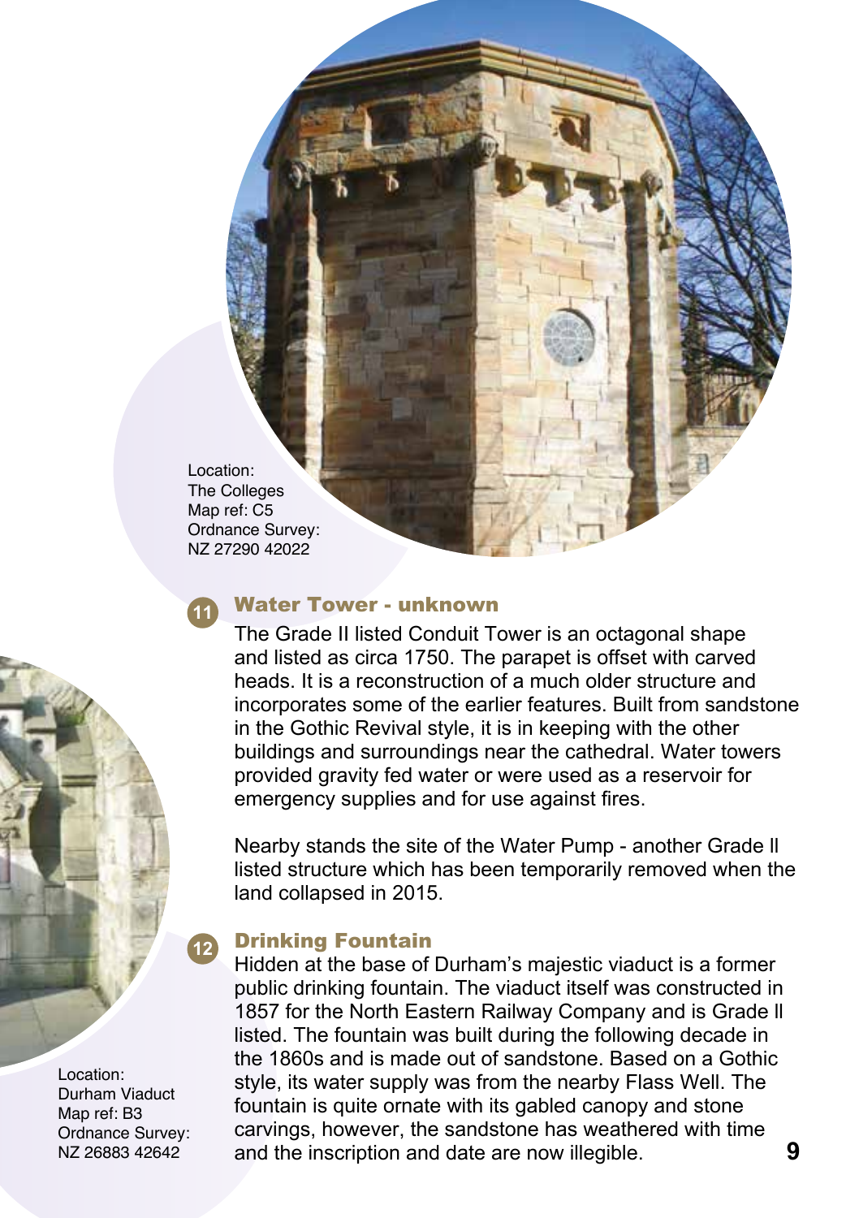Location:
The Colleges
Map ref: C5
Ordnance Survey:
NZ 27290 42022

## 11 Water Tower - unknown

The Grade II listed Conduit Tower is an octagonal shape and listed as circa 1750. The parapet is offset with carved heads. It is a reconstruction of a much older structure and incorporates some of the earlier features. Built from sandstone in the Gothic Revival style, it is in keeping with the other buildings and surroundings near the cathedral. Water towers provided gravity fed water or were used as a reservoir for emergency supplies and for use against fires.

Nearby stands the site of the Water Pump - another Grade ll listed structure which has been temporarily removed when the land collapsed in 2015.

## 12 Drinking Fountain

Hidden at the base of Durham's majestic viaduct is a former public drinking fountain. The viaduct itself was constructed in 1857 for the North Eastern Railway Company and is Grade ll listed. The fountain was built during the following decade in the 1860s and is made out of sandstone. Based on a Gothic style, its water supply was from the nearby Flass Well. The fountain is quite ornate with its gabled canopy and stone carvings, however, the sandstone has weathered with time and the inscription and date are now illegible.

Location:
Durham Viaduct
Map ref: B3
Ordnance Survey:
NZ 26883 42642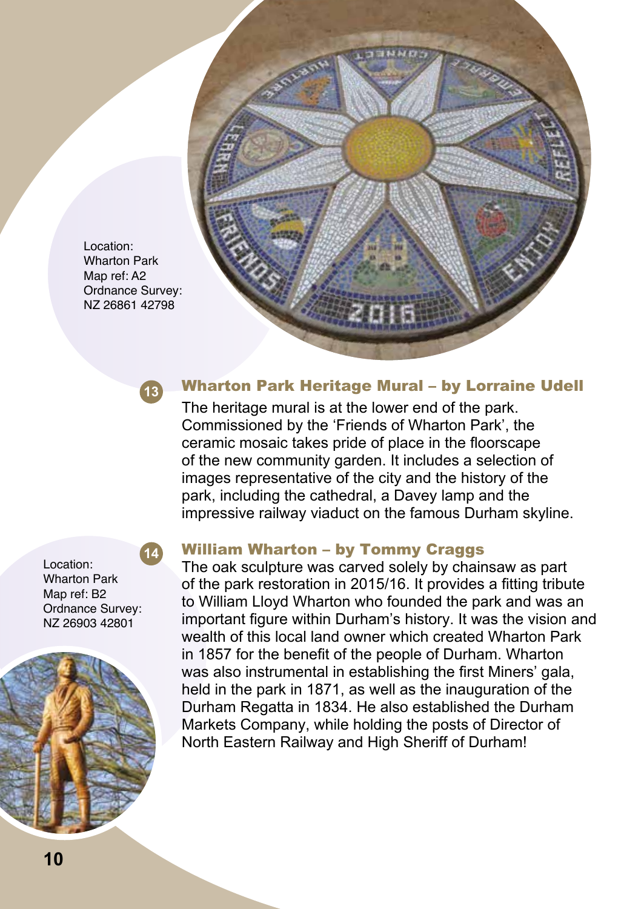Location:
Wharton Park
Map ref: A2
Ordnance Survey:
NZ 26861 42798

## 13 Wharton Park Heritage Mural – by Lorraine Udell

The heritage mural is at the lower end of the park. Commissioned by the 'Friends of Wharton Park', the ceramic mosaic takes pride of place in the floorscape of the new community garden. It includes a selection of images representative of the city and the history of the park, including the cathedral, a Davey lamp and the impressive railway viaduct on the famous Durham skyline.

Location:
Wharton Park
Map ref: B2
Ordnance Survey:
NZ 26903 42801

## 14 William Wharton – by Tommy Craggs

The oak sculpture was carved solely by chainsaw as part of the park restoration in 2015/16. It provides a fitting tribute to William Lloyd Wharton who founded the park and was an important figure within Durham's history. It was the vision and wealth of this local land owner which created Wharton Park in 1857 for the benefit of the people of Durham. Wharton was also instrumental in establishing the first Miners' gala, held in the park in 1871, as well as the inauguration of the Durham Regatta in 1834. He also established the Durham Markets Company, while holding the posts of Director of North Eastern Railway and High Sheriff of Durham!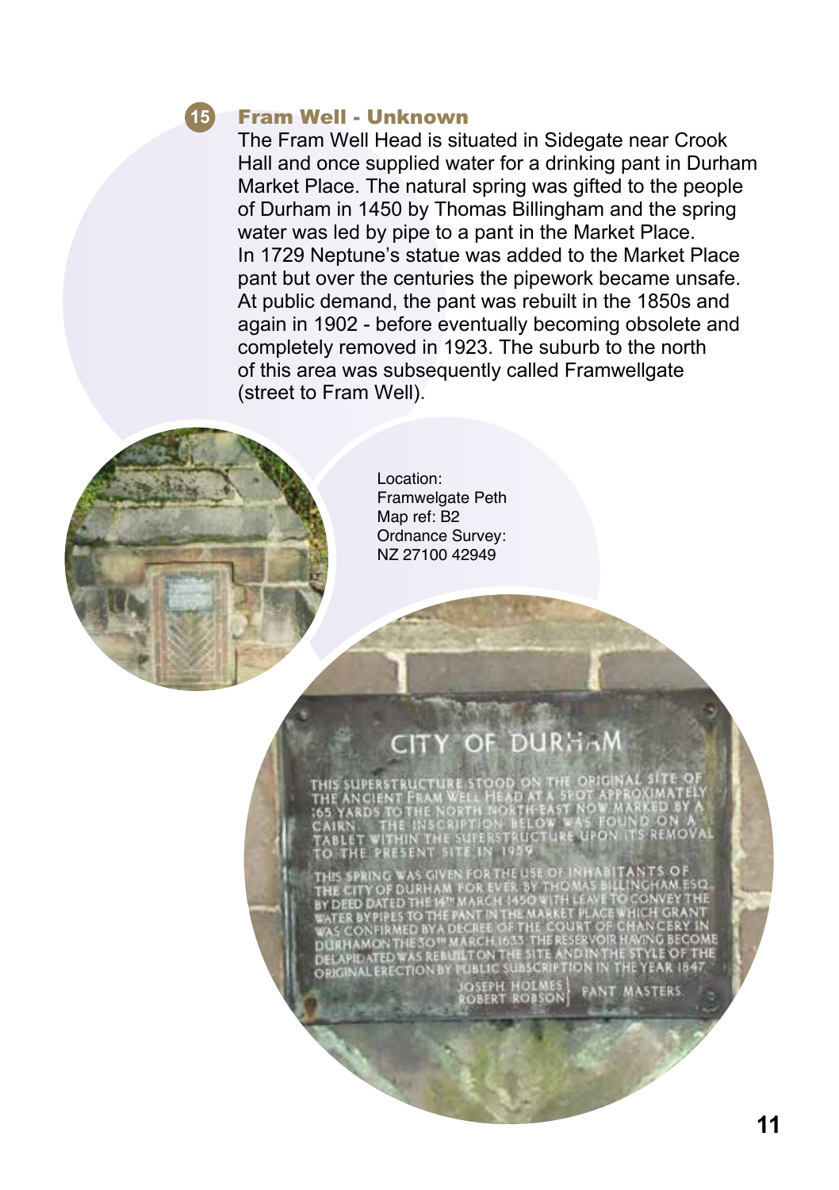## 15 Fram Well - Unknown

The Fram Well Head is situated in Sidegate near Crook Hall and once supplied water for a drinking pant in Durham Market Place. The natural spring was gifted to the people of Durham in 1450 by Thomas Billingham and the spring water was led by pipe to a pant in the Market Place. In 1729 Neptune's statue was added to the Market Place pant but over the centuries the pipework became unsafe. At public demand, the pant was rebuilt in the 1850s and again in 1902 - before eventually becoming obsolete and completely removed in 1923. The suburb to the north of this area was subsequently called Framwellgate (street to Fram Well).

Location:
Framwelgate Peth
Map ref: B2
Ordnance Survey:
NZ 27100 42949

CITY OF DURHAM

THIS SUPERSTRUCTURE STOOD ON THE ORIGINAL SITE OF THE ANCIENT FRAM WELL HEAD AT A SPOT APPROXIMATELY 165 YARDS TO THE NORTH NORTH-EAST NOW MARKED BY A CAIRN. THE INSCRIPTION BELOW WAS FOUND ON A TABLET WITHIN THE SUPERSTRUCTURE UPON ITS REMOVAL TO THE PRESENT SITE IN 1959

THIS SPRING WAS GIVEN FOR THE USE OF INHABITANTS OF THE CITY OF DURHAM FOR EVER BY THOMAS BILLINGHAM ESQ. BY DEED DATED THE 14TH MARCH 1450 WITH LEAVE TO CONVEY THE WATER BY PIPES TO THE PANT IN THE MARKET PLACE WHICH GRANT WAS CONFIRMED BY A DECREE OF THE COURT OF CHANCERY IN DURHAM ON THE 30TH MARCH 1633. THE RESERVOIR HAVING BECOME DELAPIDATED WAS REBUILT ON THE SITE AND IN THE STYLE OF THE ORIGINAL ERECTION BY PUBLIC SUBSCRIPTION IN THE YEAR 1847

JOSEPH HOLMES
ROBERT ROBSON } PANT MASTERS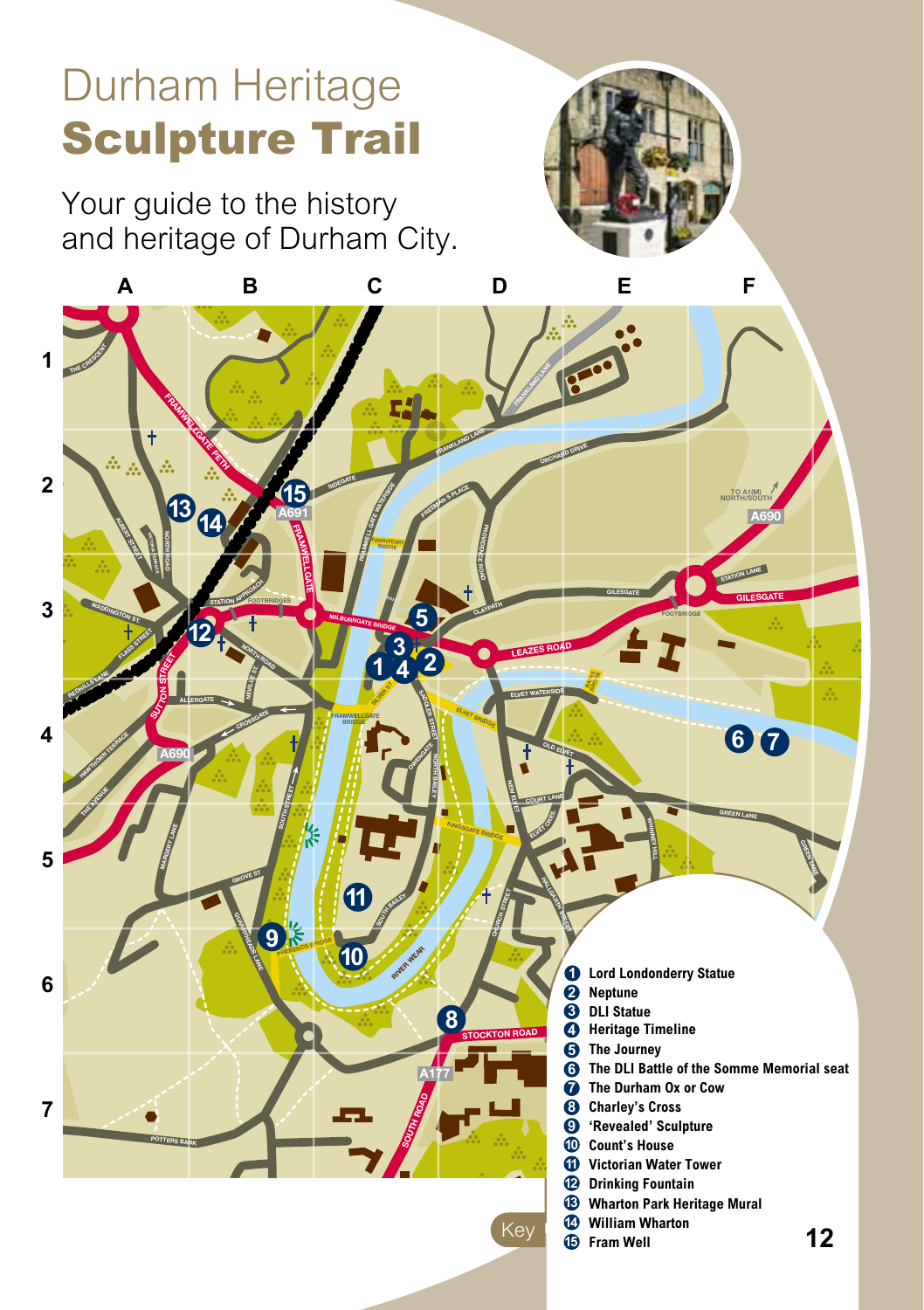# Durham Heritage **Sculpture Trail**

Your guide to the history and heritage of Durham City.

**Key**

1. Lord Londonderry Statue
2. Neptune
3. DLI Statue
4. Heritage Timeline
5. The Journey
6. The DLI Battle of the Somme Memorial seat
7. The Durham Ox or Cow
8. Charley's Cross
9. 'Revealed' Sculpture
10. Count's House
11. Victorian Water Tower
12. Drinking Fountain
13. Wharton Park Heritage Mural
14. William Wharton
15. Fram Well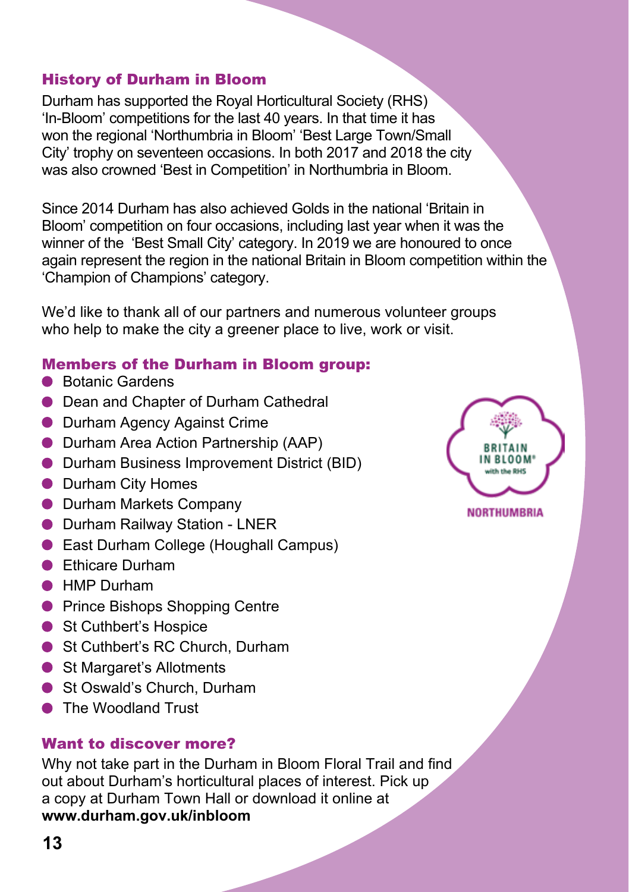## History of Durham in Bloom

Durham has supported the Royal Horticultural Society (RHS) 'In-Bloom' competitions for the last 40 years. In that time it has won the regional 'Northumbria in Bloom' 'Best Large Town/Small City' trophy on seventeen occasions. In both 2017 and 2018 the city was also crowned 'Best in Competition' in Northumbria in Bloom.

Since 2014 Durham has also achieved Golds in the national 'Britain in Bloom' competition on four occasions, including last year when it was the winner of the 'Best Small City' category. In 2019 we are honoured to once again represent the region in the national Britain in Bloom competition within the 'Champion of Champions' category.

We'd like to thank all of our partners and numerous volunteer groups who help to make the city a greener place to live, work or visit.

## Members of the Durham in Bloom group:

- Botanic Gardens
- Dean and Chapter of Durham Cathedral
- Durham Agency Against Crime
- Durham Area Action Partnership (AAP)
- Durham Business Improvement District (BID)
- Durham City Homes
- Durham Markets Company
- Durham Railway Station - LNER
- East Durham College (Houghall Campus)
- Ethicare Durham
- HMP Durham
- Prince Bishops Shopping Centre
- St Cuthbert's Hospice
- St Cuthbert's RC Church, Durham
- St Margaret's Allotments
- St Oswald's Church, Durham
- The Woodland Trust

BRITAIN IN BLOOM® with the RHS

NORTHUMBRIA

## Want to discover more?

Why not take part in the Durham in Bloom Floral Trail and find out about Durham's horticultural places of interest. Pick up a copy at Durham Town Hall or download it online at **www.durham.gov.uk/inbloom**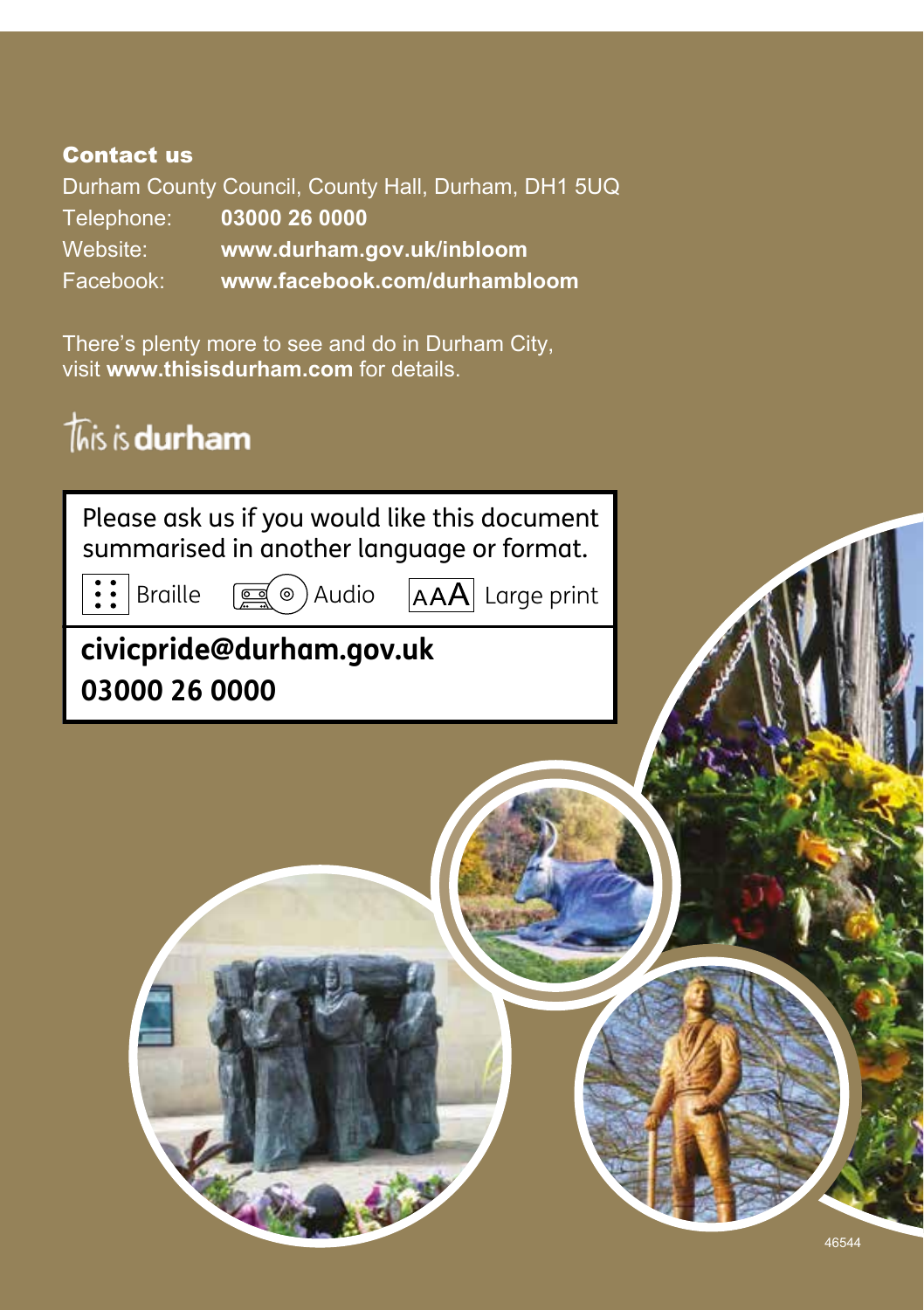## Contact us

Durham County Council, County Hall, Durham, DH1 5UQ

Telephone: **03000 26 0000**

Website: **www.durham.gov.uk/inbloom**

Facebook: **www.facebook.com/durhambloom**

There's plenty more to see and do in Durham City, visit **www.thisisdurham.com** for details.

This is **durham**

Please ask us if you would like this document summarised in another language or format.

Braille Audio Large print

**civicpride@durham.gov.uk**

**03000 26 0000**

46544